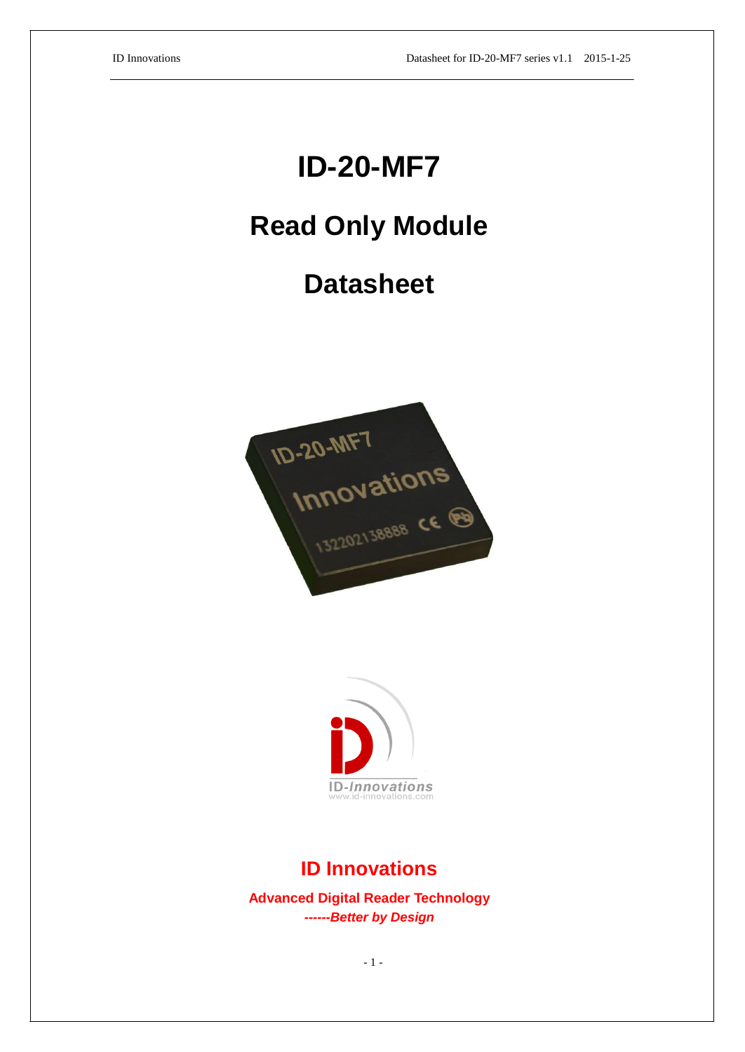# ID-20-MF7

# Read Only Module

# Datasheet

## ID Innovations

**Advanced Digital Reader Technology**

***------Better by Design***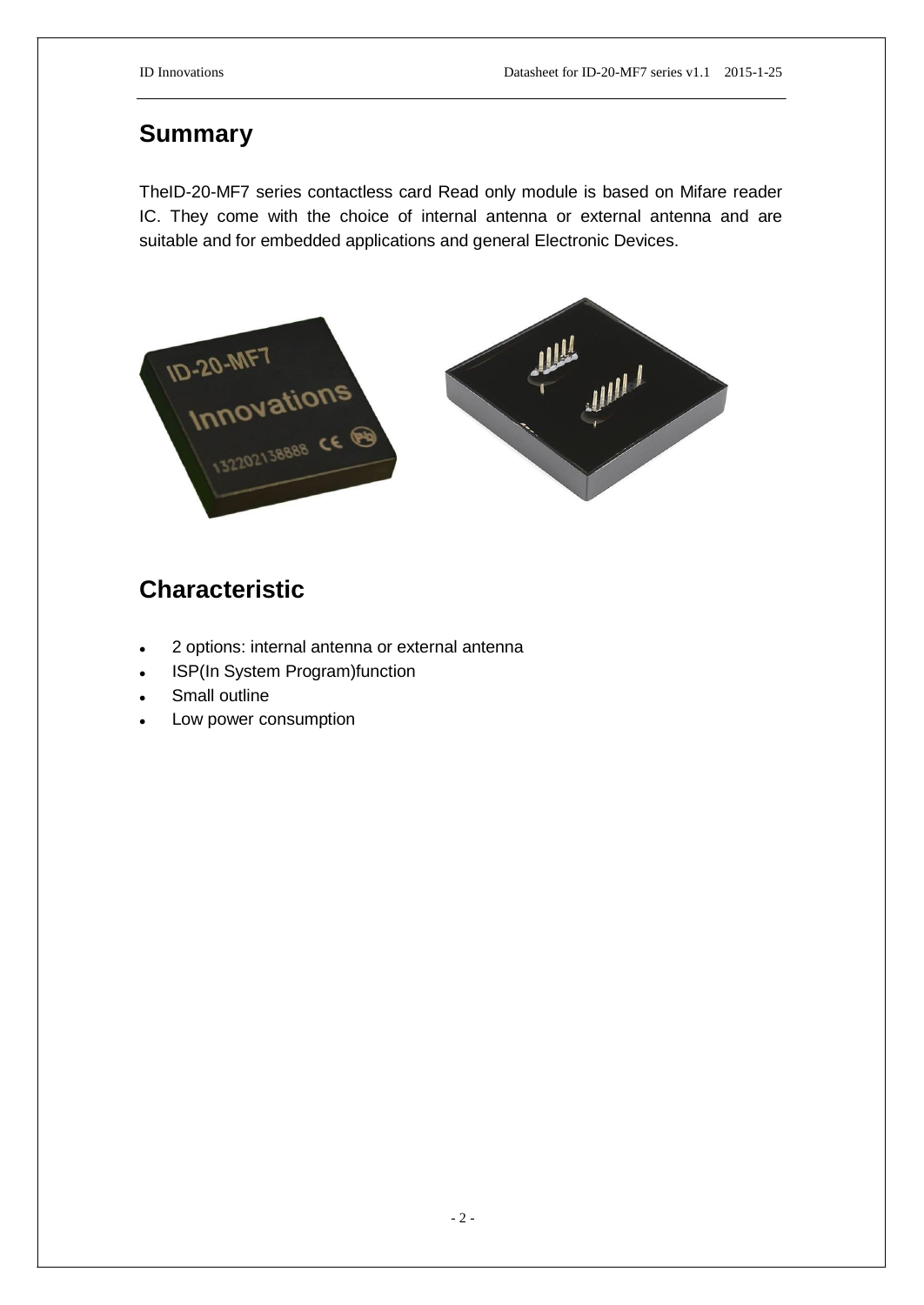## Summary

TheID-20-MF7 series contactless card Read only module is based on Mifare reader IC. They come with the choice of internal antenna or external antenna and are suitable and for embedded applications and general Electronic Devices.

## Characteristic

- 2 options: internal antenna or external antenna
- ISP(In System Program)function
- Small outline
- Low power consumption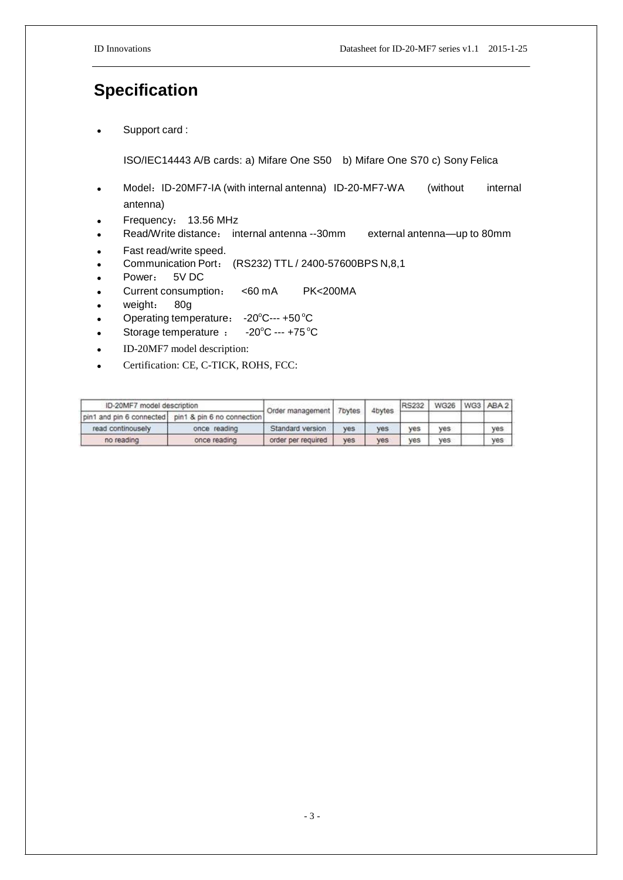# Specification

- Support card :

  ISO/IEC14443 A/B cards: a) Mifare One S50 b) Mifare One S70 c) Sony Felica

- Model：ID-20MF7-IA (with internal antenna) ID-20-MF7-WA (without internal antenna)
- Frequency： 13.56 MHz
- Read/Write distance： internal antenna --30mm external antenna—up to 80mm
- Fast read/write speed.
- Communication Port： (RS232) TTL / 2400-57600BPS N,8,1
- Power： 5V DC
- Current consumption： <60 mA PK<200MA
- weight： 80g
- Operating temperature： -20°C--- +50 °C
- Storage temperature ： -20°C --- +75 °C
- ID-20MF7 model description:
- Certification: CE, C-TICK, ROHS, FCC:

| ID-20MF7 model description | | Order management | 7bytes | 4bytes | RS232 | WG26 | WG3 | ABA 2 |
|---|---|---|---|---|---|---|---|---|
| pin1 and pin 6 connected | pin1 & pin 6 no connection | | | | | | | |
| read continousely | once reading | Standard version | yes | yes | yes | yes | | yes |
| no reading | once reading | order per required | yes | yes | yes | yes | | yes |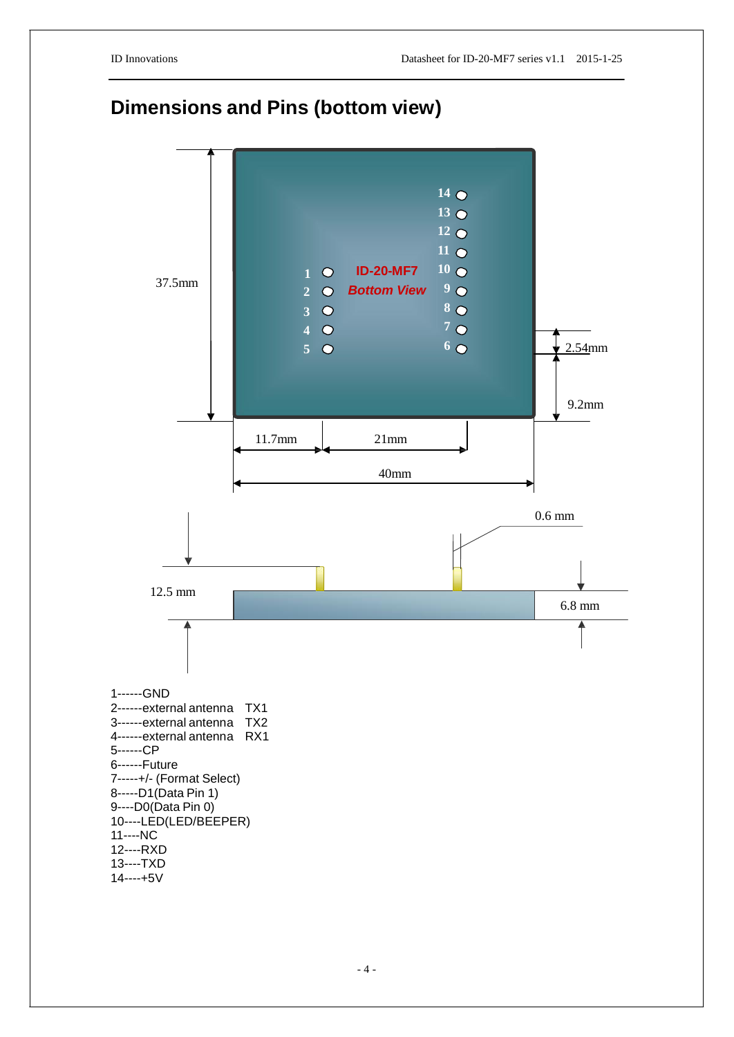## Dimensions and Pins (bottom view)

1------GND
2------external antenna TX1
3------external antenna TX2
4------external antenna RX1
5------CP
6------Future
7-----+/- (Format Select)
8-----D1(Data Pin 1)
9----D0(Data Pin 0)
10----LED(LED/BEEPER)
11----NC
12----RXD
13----TXD
14----+5V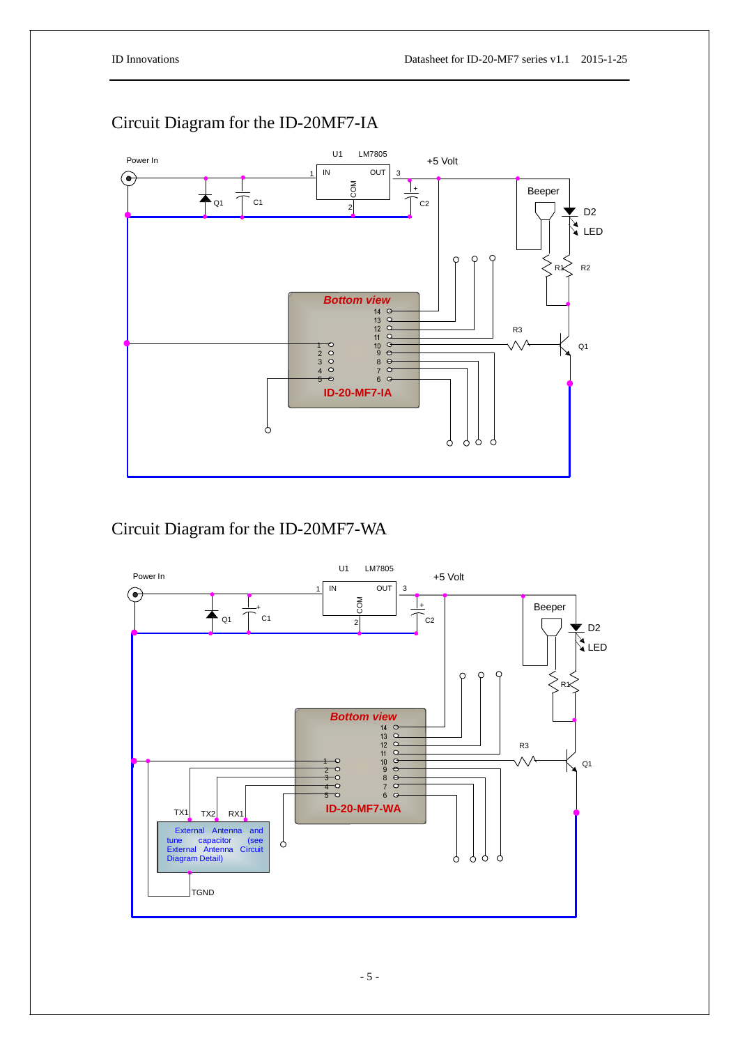## Circuit Diagram for the ID-20MF7-IA

Power In

U1 LM7805

+5 Volt

1 IN OUT 3

COM

2

Q1 C1 C2

Beeper

D2

LED

R1 R2

Bottom view

14 13 12 11 10 9 8 7 6

1 2 3 4 5

ID-20-MF7-IA

R3

Q1

## Circuit Diagram for the ID-20MF7-WA

Power In

U1 LM7805

+5 Volt

1 IN OUT 3

COM

2

Q1 C1 C2

Beeper

D2

LED

R1

Bottom view

14 13 12 11 10 9 8 7 6

1 2 3 4 5

ID-20-MF7-WA

R3

Q1

TX1 TX2 RX1

External Antenna and tune capacitor (see External Antenna Circuit Diagram Detail)

TGND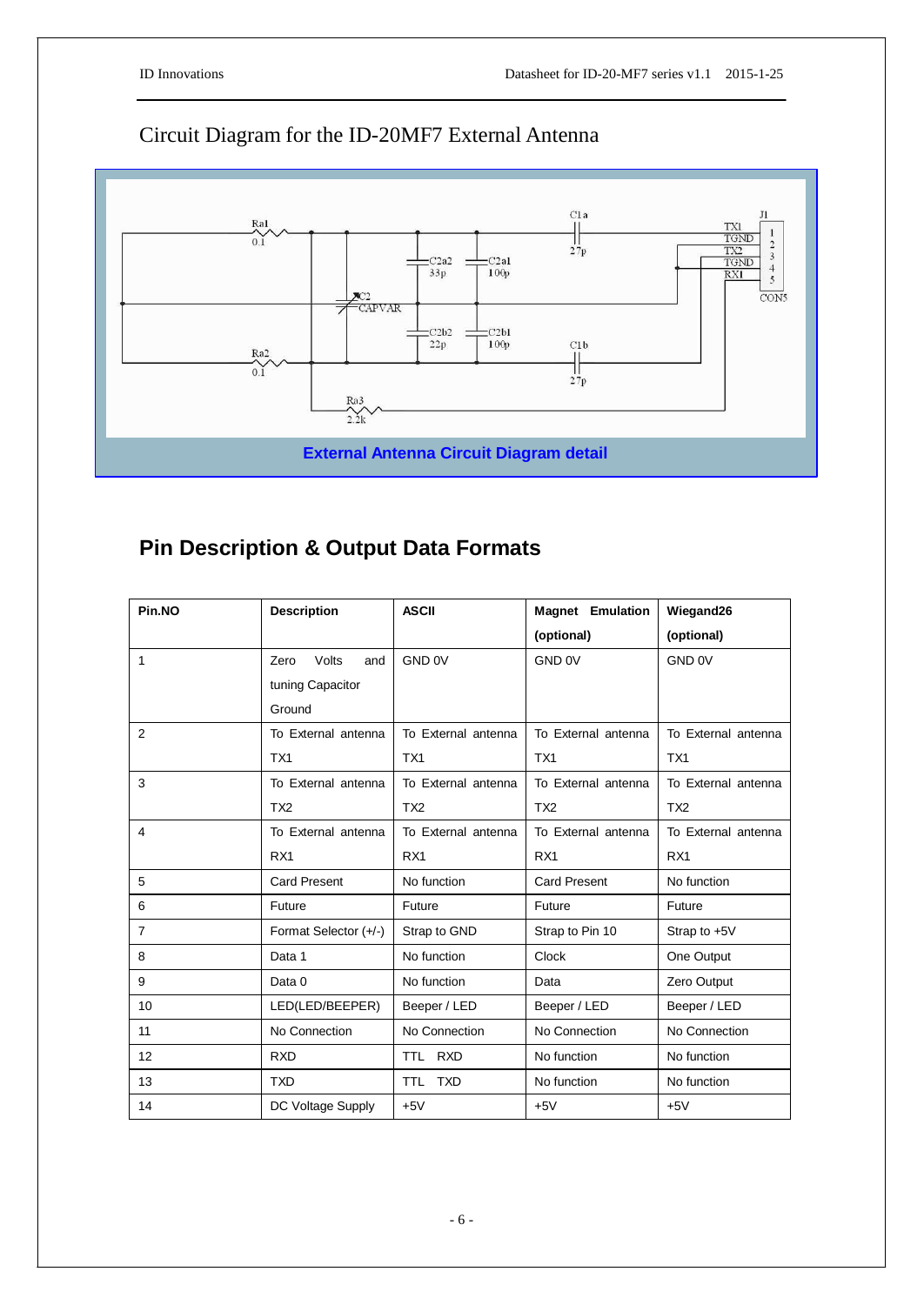## Circuit Diagram for the ID-20MF7 External Antenna

External Antenna Circuit Diagram detail

## Pin Description & Output Data Formats

| Pin.NO | Description | ASCII | Magnet Emulation (optional) | Wiegand26 (optional) |
|---|---|---|---|---|
| 1 | Zero Volts and tuning Capacitor Ground | GND 0V | GND 0V | GND 0V |
| 2 | To External antenna TX1 | To External antenna TX1 | To External antenna TX1 | To External antenna TX1 |
| 3 | To External antenna TX2 | To External antenna TX2 | To External antenna TX2 | To External antenna TX2 |
| 4 | To External antenna RX1 | To External antenna RX1 | To External antenna RX1 | To External antenna RX1 |
| 5 | Card Present | No function | Card Present | No function |
| 6 | Future | Future | Future | Future |
| 7 | Format Selector (+/-) | Strap to GND | Strap to Pin 10 | Strap to +5V |
| 8 | Data 1 | No function | Clock | One Output |
| 9 | Data 0 | No function | Data | Zero Output |
| 10 | LED(LED/BEEPER) | Beeper / LED | Beeper / LED | Beeper / LED |
| 11 | No Connection | No Connection | No Connection | No Connection |
| 12 | RXD | TTL RXD | No function | No function |
| 13 | TXD | TTL TXD | No function | No function |
| 14 | DC Voltage Supply | +5V | +5V | +5V |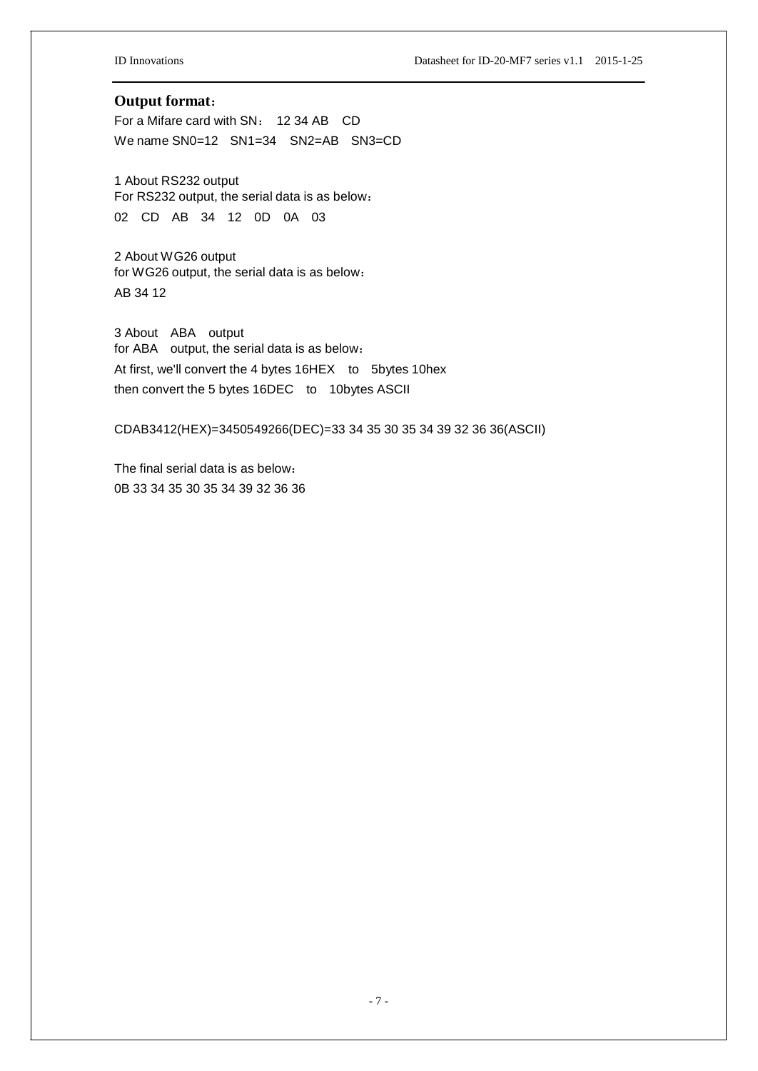## Output format：

For a Mifare card with SN： 12 34 AB CD

We name SN0=12 SN1=34 SN2=AB SN3=CD

1 About RS232 output

For RS232 output, the serial data is as below：

02 CD AB 34 12 0D 0A 03

2 About WG26 output

for WG26 output, the serial data is as below：

AB 34 12

3 About ABA output

for ABA output, the serial data is as below：

At first, we'll convert the 4 bytes 16HEX to 5bytes 10hex

then convert the 5 bytes 16DEC to 10bytes ASCII

CDAB3412(HEX)=3450549266(DEC)=33 34 35 30 35 34 39 32 36 36(ASCII)

The final serial data is as below：

0B 33 34 35 30 35 34 39 32 36 36